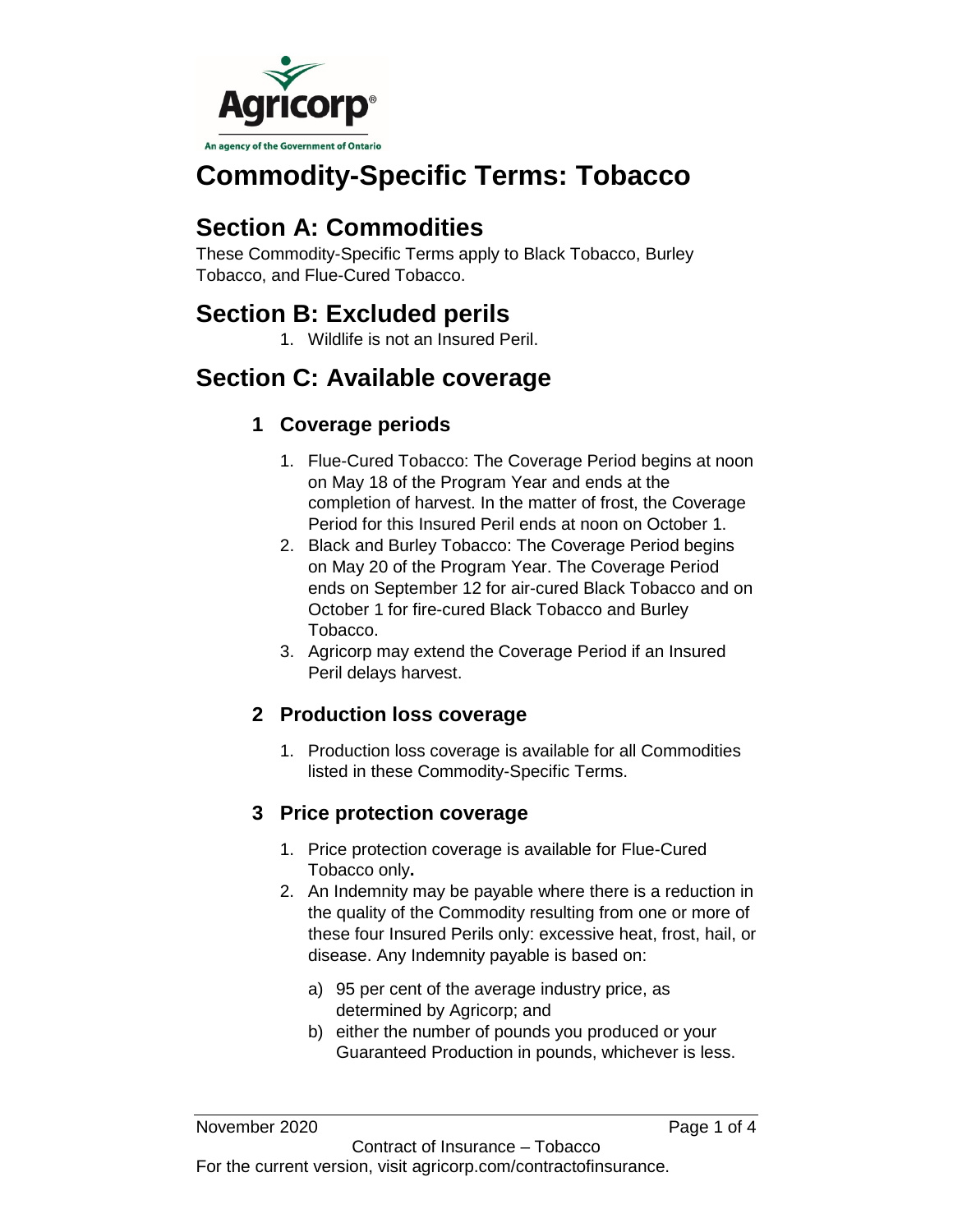# Commodity-Specific Terms: Tobacco

## Section A: Commodities

These Commodity-Specific Terms apply to Black Tobacco, Burley Tobacco, and Flue-Cured Tobacco.

## Section B: Excluded perils

1. Wildlife is not an Insured Peril.

## Section C: Available coverage

### 1 Coverage periods

1. Flue-Cured Tobacco: The Coverage Period begins at noon on May 18 of the Program Year and ends at the completion of harvest. In the matter of frost, the Coverage Period for this Insured Peril ends at noon on October 1.
2. Black and Burley Tobacco: The Coverage Period begins on May 20 of the Program Year. The Coverage Period ends on September 12 for air-cured Black Tobacco and on October 1 for fire-cured Black Tobacco and Burley Tobacco.
3. Agricorp may extend the Coverage Period if an Insured Peril delays harvest.

### 2 Production loss coverage

1. Production loss coverage is available for all Commodities listed in these Commodity-Specific Terms.

### 3 Price protection coverage

1. Price protection coverage is available for Flue-Cured Tobacco only**.**
2. An Indemnity may be payable where there is a reduction in the quality of the Commodity resulting from one or more of these four Insured Perils only: excessive heat, frost, hail, or disease. Any Indemnity payable is based on:
   a) 95 per cent of the average industry price, as determined by Agricorp; and
   b) either the number of pounds you produced or your Guaranteed Production in pounds, whichever is less.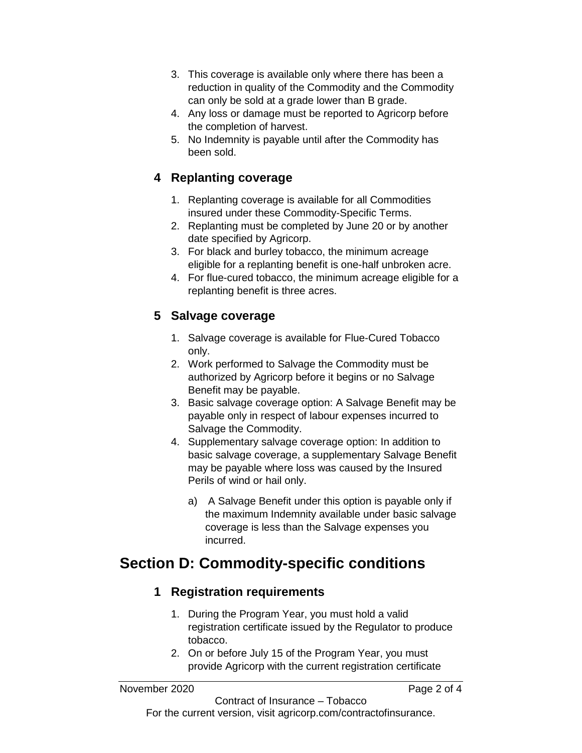3. This coverage is available only where there has been a reduction in quality of the Commodity and the Commodity can only be sold at a grade lower than B grade.
4. Any loss or damage must be reported to Agricorp before the completion of harvest.
5. No Indemnity is payable until after the Commodity has been sold.

### 4 Replanting coverage

1. Replanting coverage is available for all Commodities insured under these Commodity-Specific Terms.
2. Replanting must be completed by June 20 or by another date specified by Agricorp.
3. For black and burley tobacco, the minimum acreage eligible for a replanting benefit is one-half unbroken acre.
4. For flue-cured tobacco, the minimum acreage eligible for a replanting benefit is three acres.

### 5 Salvage coverage

1. Salvage coverage is available for Flue-Cured Tobacco only.
2. Work performed to Salvage the Commodity must be authorized by Agricorp before it begins or no Salvage Benefit may be payable.
3. Basic salvage coverage option: A Salvage Benefit may be payable only in respect of labour expenses incurred to Salvage the Commodity.
4. Supplementary salvage coverage option: In addition to basic salvage coverage, a supplementary Salvage Benefit may be payable where loss was caused by the Insured Perils of wind or hail only.
   a) A Salvage Benefit under this option is payable only if the maximum Indemnity available under basic salvage coverage is less than the Salvage expenses you incurred.

## Section D: Commodity-specific conditions

### 1 Registration requirements

1. During the Program Year, you must hold a valid registration certificate issued by the Regulator to produce tobacco.
2. On or before July 15 of the Program Year, you must provide Agricorp with the current registration certificate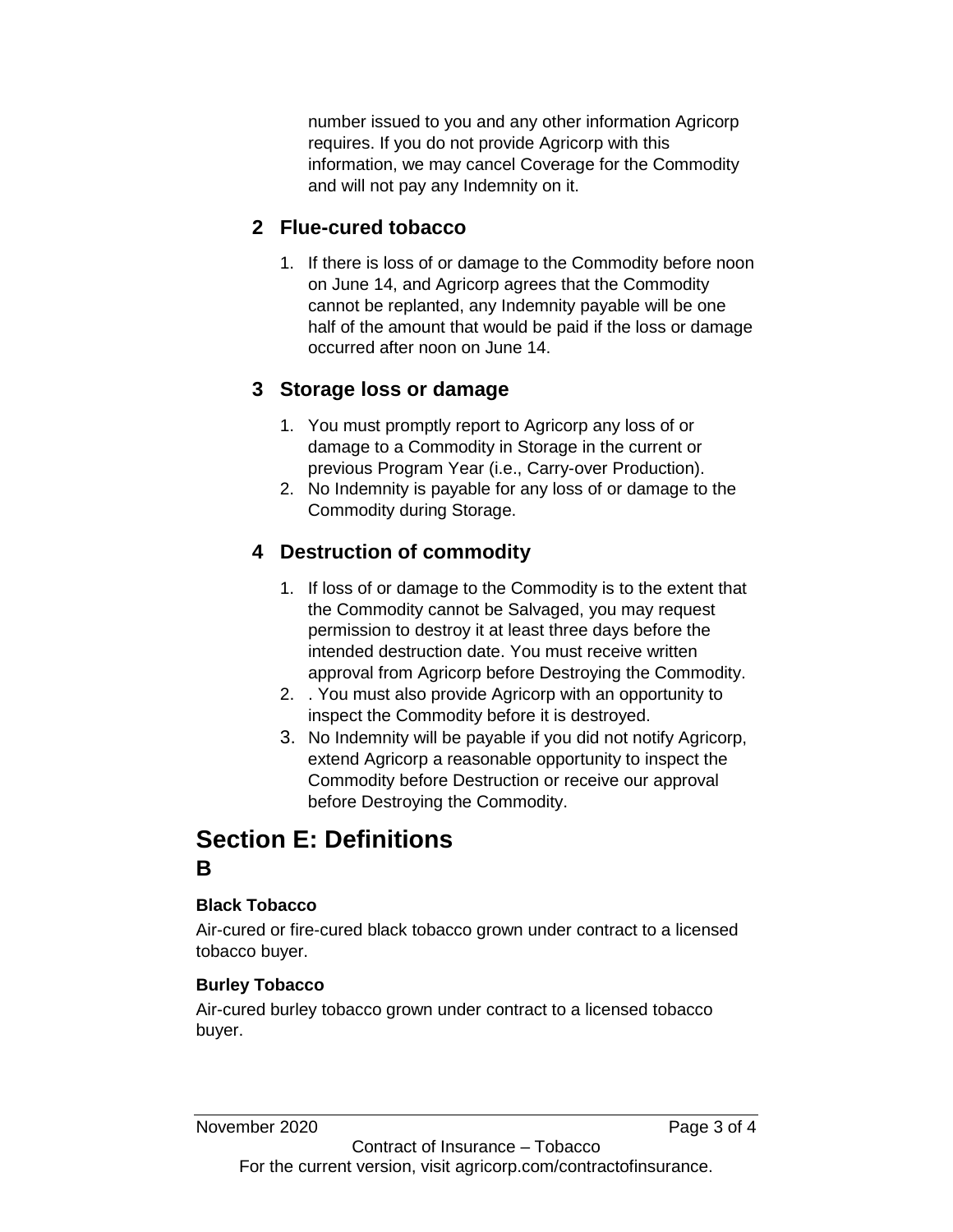number issued to you and any other information Agricorp requires. If you do not provide Agricorp with this information, we may cancel Coverage for the Commodity and will not pay any Indemnity on it.

### 2 Flue-cured tobacco

1. If there is loss of or damage to the Commodity before noon on June 14, and Agricorp agrees that the Commodity cannot be replanted, any Indemnity payable will be one half of the amount that would be paid if the loss or damage occurred after noon on June 14.

### 3 Storage loss or damage

1. You must promptly report to Agricorp any loss of or damage to a Commodity in Storage in the current or previous Program Year (i.e., Carry-over Production).
2. No Indemnity is payable for any loss of or damage to the Commodity during Storage.

### 4 Destruction of commodity

1. If loss of or damage to the Commodity is to the extent that the Commodity cannot be Salvaged, you may request permission to destroy it at least three days before the intended destruction date. You must receive written approval from Agricorp before Destroying the Commodity.
2. . You must also provide Agricorp with an opportunity to inspect the Commodity before it is destroyed.
3. No Indemnity will be payable if you did not notify Agricorp, extend Agricorp a reasonable opportunity to inspect the Commodity before Destruction or receive our approval before Destroying the Commodity.

## Section E: Definitions

### B

**Black Tobacco**

Air-cured or fire-cured black tobacco grown under contract to a licensed tobacco buyer.

**Burley Tobacco**

Air-cured burley tobacco grown under contract to a licensed tobacco buyer.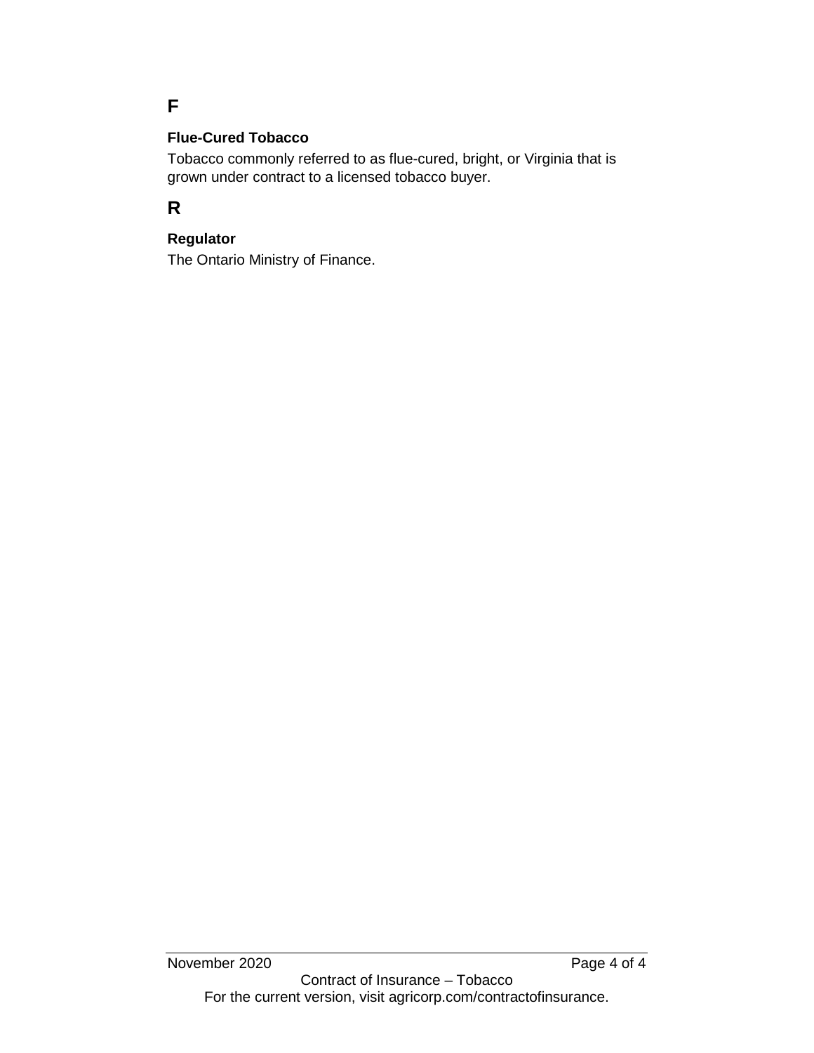## F

### Flue-Cured Tobacco

Tobacco commonly referred to as flue-cured, bright, or Virginia that is grown under contract to a licensed tobacco buyer.

## R

### Regulator

The Ontario Ministry of Finance.